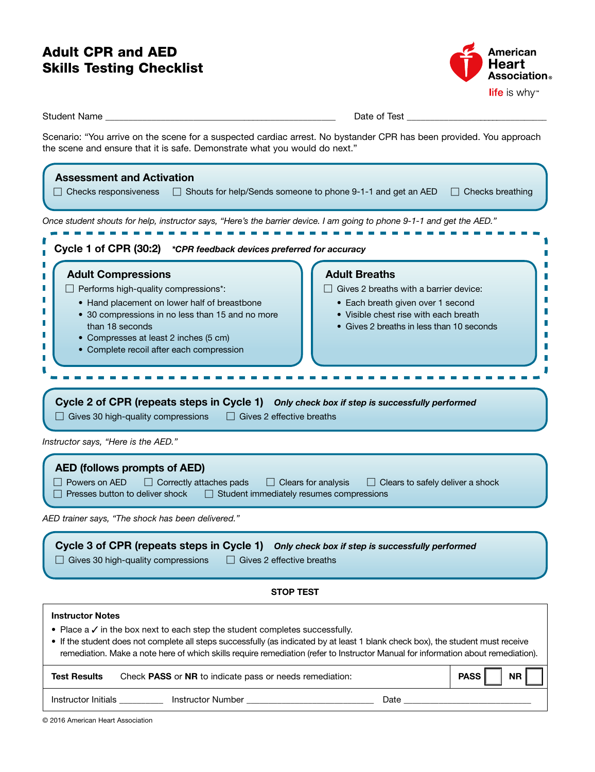# Adult CPR and AED Skills Testing Checklist

American Heart Association
life is why™

Student Name ______________________________ Date of Test ______________________________

Scenario: "You arrive on the scene for a suspected cardiac arrest. No bystander CPR has been provided. You approach the scene and ensure that it is safe. Demonstrate what you would do next."

## Assessment and Activation

☐ Checks responsiveness ☐ Shouts for help/Sends someone to phone 9-1-1 and get an AED ☐ Checks breathing

*Once student shouts for help, instructor says, "Here's the barrier device. I am going to phone 9-1-1 and get the AED."*

## Cycle 1 of CPR (30:2) ***CPR feedback devices preferred for accuracy***

### Adult Compressions

☐ Performs high-quality compressions*:

- Hand placement on lower half of breastbone
- 30 compressions in no less than 15 and no more than 18 seconds
- Compresses at least 2 inches (5 cm)
- Complete recoil after each compression

### Adult Breaths

☐ Gives 2 breaths with a barrier device:

- Each breath given over 1 second
- Visible chest rise with each breath
- Gives 2 breaths in less than 10 seconds

## Cycle 2 of CPR (repeats steps in Cycle 1) ***Only check box if step is successfully performed***

☐ Gives 30 high-quality compressions ☐ Gives 2 effective breaths

*Instructor says, "Here is the AED."*

## AED (follows prompts of AED)

☐ Powers on AED ☐ Correctly attaches pads ☐ Clears for analysis ☐ Clears to safely deliver a shock
☐ Presses button to deliver shock ☐ Student immediately resumes compressions

*AED trainer says, "The shock has been delivered."*

## Cycle 3 of CPR (repeats steps in Cycle 1) ***Only check box if step is successfully performed***

☐ Gives 30 high-quality compressions ☐ Gives 2 effective breaths

**STOP TEST**

**Instructor Notes**

- Place a ✓ in the box next to each step the student completes successfully.
- If the student does not complete all steps successfully (as indicated by at least 1 blank check box), the student must receive remediation. Make a note here of which skills require remediation (refer to Instructor Manual for information about remediation).

**Test Results** Check **PASS** or **NR** to indicate pass or needs remediation: **PASS** ☐ **NR** ☐

Instructor Initials ________ Instructor Number ______________________ Date ______________________

© 2016 American Heart Association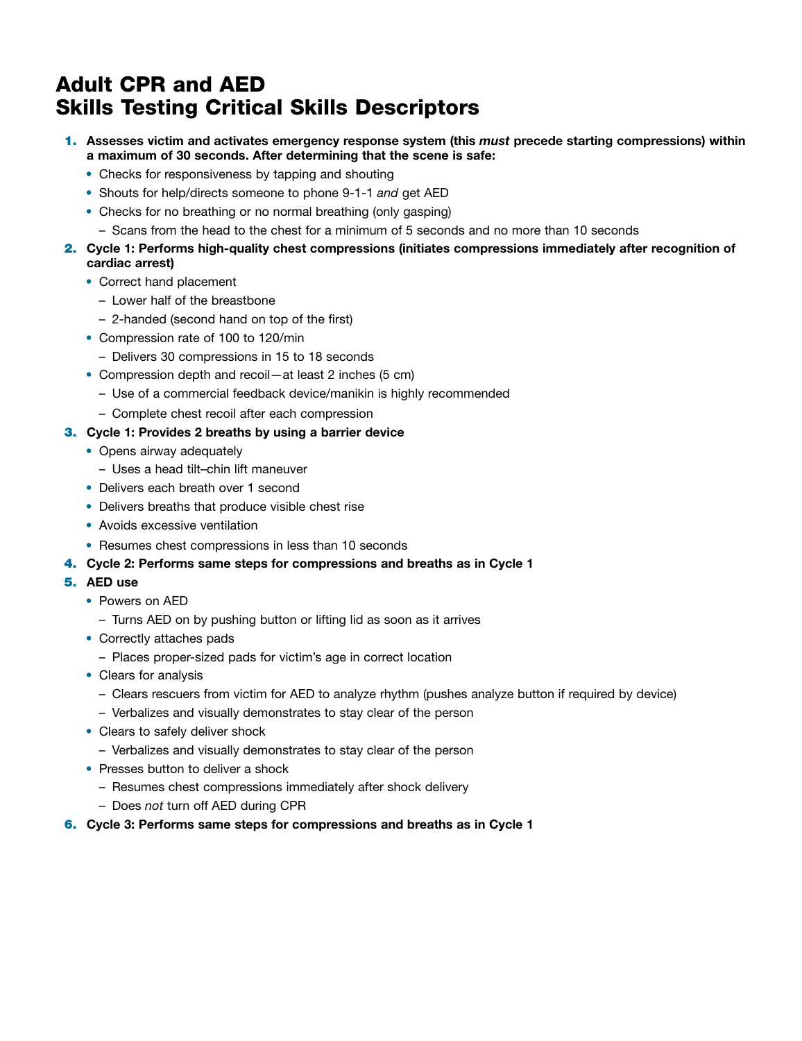# Adult CPR and AED
# Skills Testing Critical Skills Descriptors

1. **Assesses victim and activates emergency response system (this *must* precede starting compressions) within a maximum of 30 seconds. After determining that the scene is safe:**
   - Checks for responsiveness by tapping and shouting
   - Shouts for help/directs someone to phone 9-1-1 *and* get AED
   - Checks for no breathing or no normal breathing (only gasping)
     - Scans from the head to the chest for a minimum of 5 seconds and no more than 10 seconds
2. **Cycle 1: Performs high-quality chest compressions (initiates compressions immediately after recognition of cardiac arrest)**
   - Correct hand placement
     - Lower half of the breastbone
     - 2-handed (second hand on top of the first)
   - Compression rate of 100 to 120/min
     - Delivers 30 compressions in 15 to 18 seconds
   - Compression depth and recoil—at least 2 inches (5 cm)
     - Use of a commercial feedback device/manikin is highly recommended
     - Complete chest recoil after each compression
3. **Cycle 1: Provides 2 breaths by using a barrier device**
   - Opens airway adequately
     - Uses a head tilt–chin lift maneuver
   - Delivers each breath over 1 second
   - Delivers breaths that produce visible chest rise
   - Avoids excessive ventilation
   - Resumes chest compressions in less than 10 seconds
4. **Cycle 2: Performs same steps for compressions and breaths as in Cycle 1**
5. **AED use**
   - Powers on AED
     - Turns AED on by pushing button or lifting lid as soon as it arrives
   - Correctly attaches pads
     - Places proper-sized pads for victim's age in correct location
   - Clears for analysis
     - Clears rescuers from victim for AED to analyze rhythm (pushes analyze button if required by device)
     - Verbalizes and visually demonstrates to stay clear of the person
   - Clears to safely deliver shock
     - Verbalizes and visually demonstrates to stay clear of the person
   - Presses button to deliver a shock
     - Resumes chest compressions immediately after shock delivery
     - Does *not* turn off AED during CPR
6. **Cycle 3: Performs same steps for compressions and breaths as in Cycle 1**